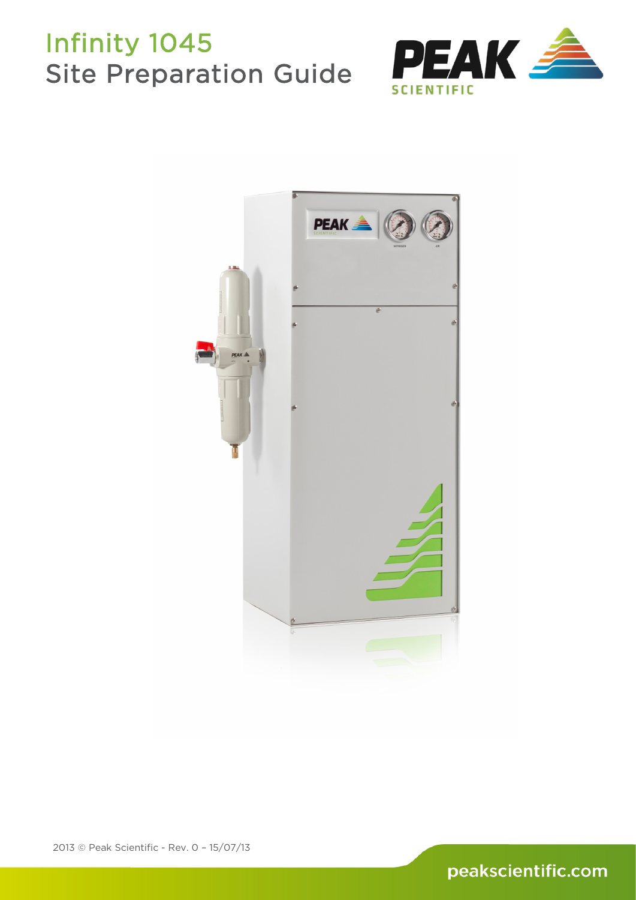# Infinity 1045
## Site Preparation Guide

PEAK SCIENTIFIC

2013 © Peak Scientific - Rev. 0 – 15/07/13

peakscientific.com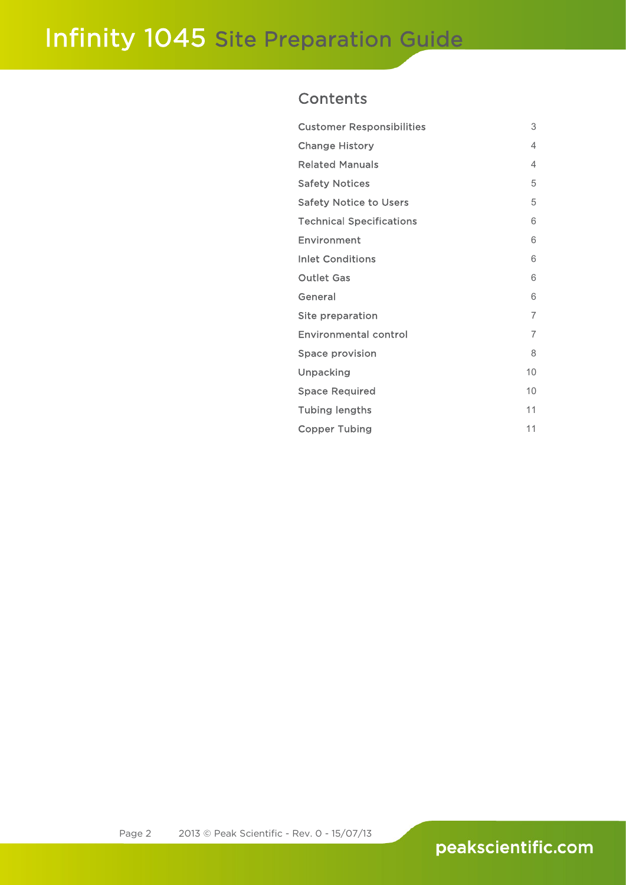## Contents

| | |
|---|---|
| Customer Responsibilities | 3 |
| Change History | 4 |
| Related Manuals | 4 |
| Safety Notices | 5 |
| Safety Notice to Users | 5 |
| Technical Specifications | 6 |
| Environment | 6 |
| Inlet Conditions | 6 |
| Outlet Gas | 6 |
| General | 6 |
| Site preparation | 7 |
| Environmental control | 7 |
| Space provision | 8 |
| Unpacking | 10 |
| Space Required | 10 |
| Tubing lengths | 11 |
| Copper Tubing | 11 |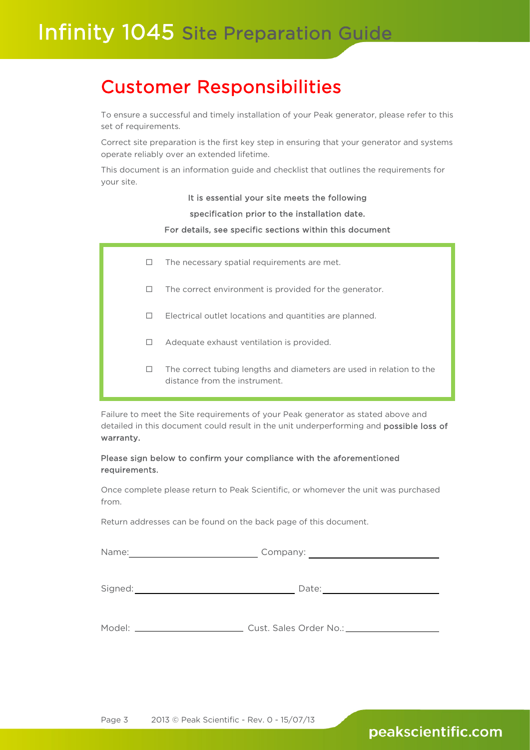## Customer Responsibilities

To ensure a successful and timely installation of your Peak generator, please refer to this set of requirements.

Correct site preparation is the first key step in ensuring that your generator and systems operate reliably over an extended lifetime.

This document is an information guide and checklist that outlines the requirements for your site.

**It is essential your site meets the following specification prior to the installation date.**

**For details, see specific sections within this document**

- ☐ The necessary spatial requirements are met.
- ☐ The correct environment is provided for the generator.
- ☐ Electrical outlet locations and quantities are planned.
- ☐ Adequate exhaust ventilation is provided.
- ☐ The correct tubing lengths and diameters are used in relation to the distance from the instrument.

Failure to meet the Site requirements of your Peak generator as stated above and detailed in this document could result in the unit underperforming and **possible loss of warranty.**

**Please sign below to confirm your compliance with the aforementioned requirements.**

Once complete please return to Peak Scientific, or whomever the unit was purchased from.

Return addresses can be found on the back page of this document.

Name: ____________________ Company: ____________________

Signed: ____________________ Date: ____________________

Model: ____________________ Cust. Sales Order No.: ____________________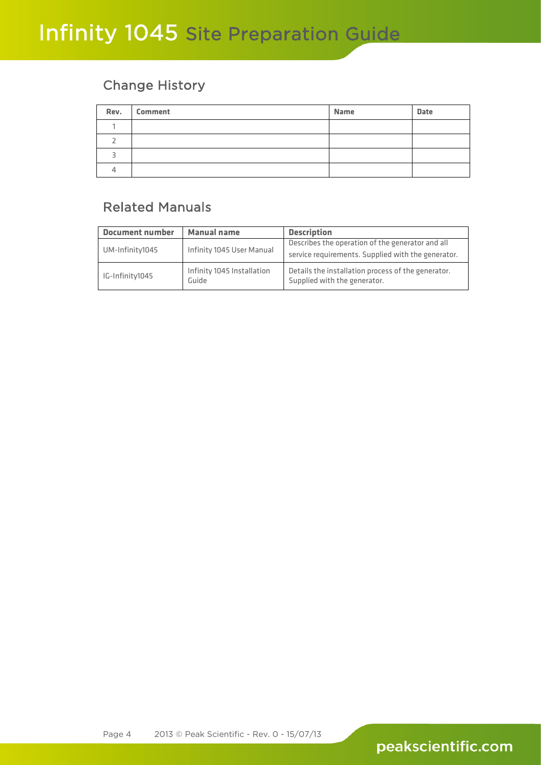## Change History

| Rev. | Comment | Name | Date |
|---|---|---|---|
| 1 | | | |
| 2 | | | |
| 3 | | | |
| 4 | | | |

## Related Manuals

| Document number | Manual name | Description |
|---|---|---|
| UM-Infinity1045 | Infinity 1045 User Manual | Describes the operation of the generator and all service requirements. Supplied with the generator. |
| IG-Infinity1045 | Infinity 1045 Installation Guide | Details the installation process of the generator. Supplied with the generator. |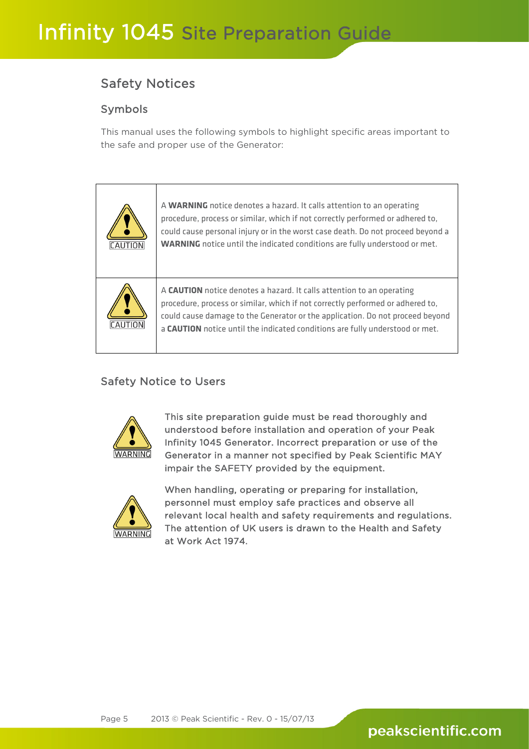## Safety Notices

### Symbols

This manual uses the following symbols to highlight specific areas important to the safe and proper use of the Generator:

| | |
|---|---|
| CAUTION | A **WARNING** notice denotes a hazard. It calls attention to an operating procedure, process or similar, which if not correctly performed or adhered to, could cause personal injury or in the worst case death. Do not proceed beyond a **WARNING** notice until the indicated conditions are fully understood or met. |
| CAUTION | A **CAUTION** notice denotes a hazard. It calls attention to an operating procedure, process or similar, which if not correctly performed or adhered to, could cause damage to the Generator or the application. Do not proceed beyond a **CAUTION** notice until the indicated conditions are fully understood or met. |

### Safety Notice to Users

WARNING

This site preparation guide must be read thoroughly and understood before installation and operation of your Peak Infinity 1045 Generator. Incorrect preparation or use of the Generator in a manner not specified by Peak Scientific MAY impair the SAFETY provided by the equipment.

WARNING

When handling, operating or preparing for installation, personnel must employ safe practices and observe all relevant local health and safety requirements and regulations. The attention of UK users is drawn to the Health and Safety at Work Act 1974.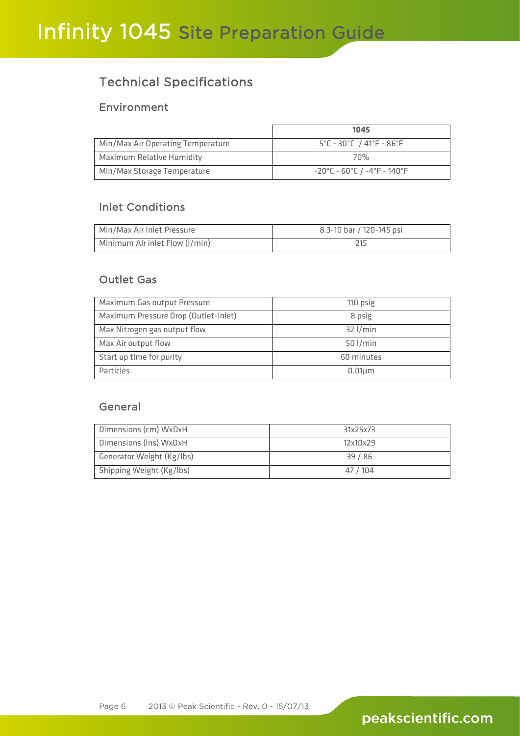## Technical Specifications

### Environment

| | 1045 |
|---|---|
| Min/Max Air Operating Temperature | 5°C - 30°C / 41°F - 86°F |
| Maximum Relative Humidity | 70% |
| Min/Max Storage Temperature | -20°C - 60°C / -4°F - 140°F |

### Inlet Conditions

| | |
|---|---|
| Min/Max Air Inlet Pressure | 8.3-10 bar / 120-145 psi |
| Minimum Air inlet Flow (l/min) | 215 |

### Outlet Gas

| | |
|---|---|
| Maximum Gas output Pressure | 110 psig |
| Maximum Pressure Drop (Outlet-Inlet) | 8 psig |
| Max Nitrogen gas output flow | 32 l/min |
| Max Air output flow | 50 l/min |
| Start up time for purity | 60 minutes |
| Particles | 0.01µm |

### General

| | |
|---|---|
| Dimensions (cm) WxDxH | 31x25x73 |
| Dimensions (ins) WxDxH | 12x10x29 |
| Generator Weight (Kg/lbs) | 39 / 86 |
| Shipping Weight (Kg/lbs) | 47 / 104 |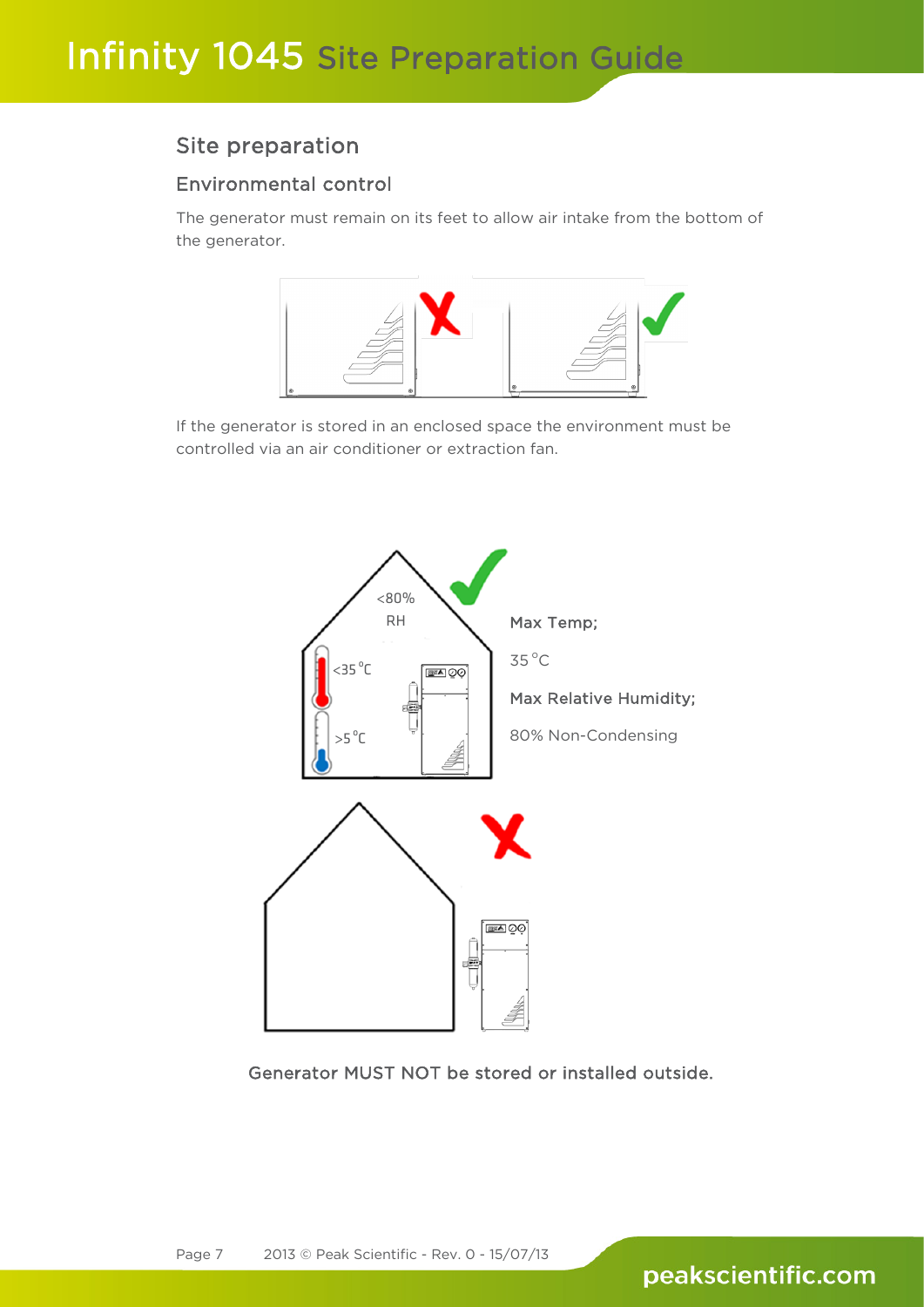## Site preparation

### Environmental control

The generator must remain on its feet to allow air intake from the bottom of the generator.

If the generator is stored in an enclosed space the environment must be controlled via an air conditioner or extraction fan.

<80% RH

<35 °C

>5 °C

**Max Temp;**

35 °C

**Max Relative Humidity;**

80% Non-Condensing

Generator MUST NOT be stored or installed outside.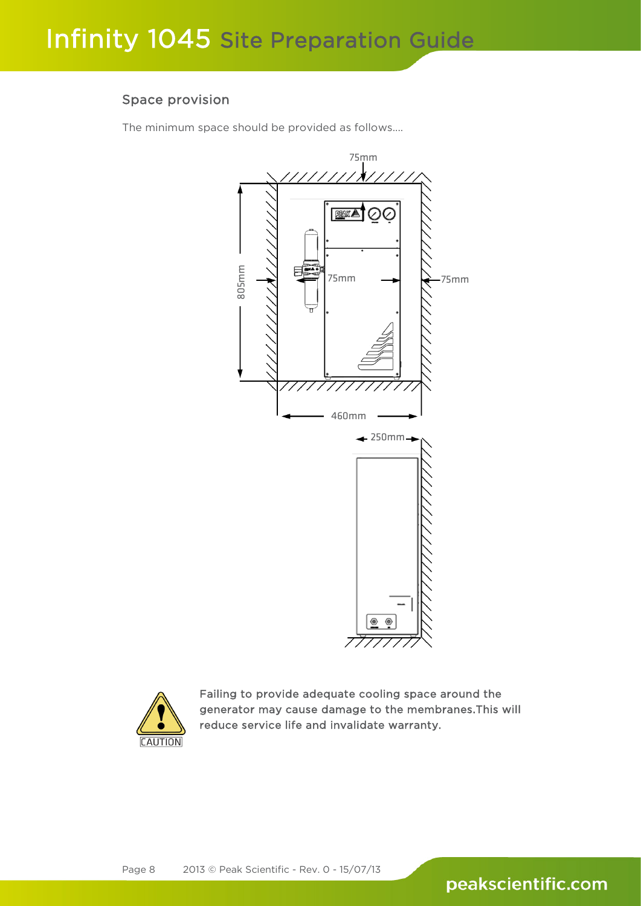## Space provision

The minimum space should be provided as follows....

75mm

805mm

75mm

75mm

460mm

250mm

CAUTION

Failing to provide adequate cooling space around the generator may cause damage to the membranes.This will reduce service life and invalidate warranty.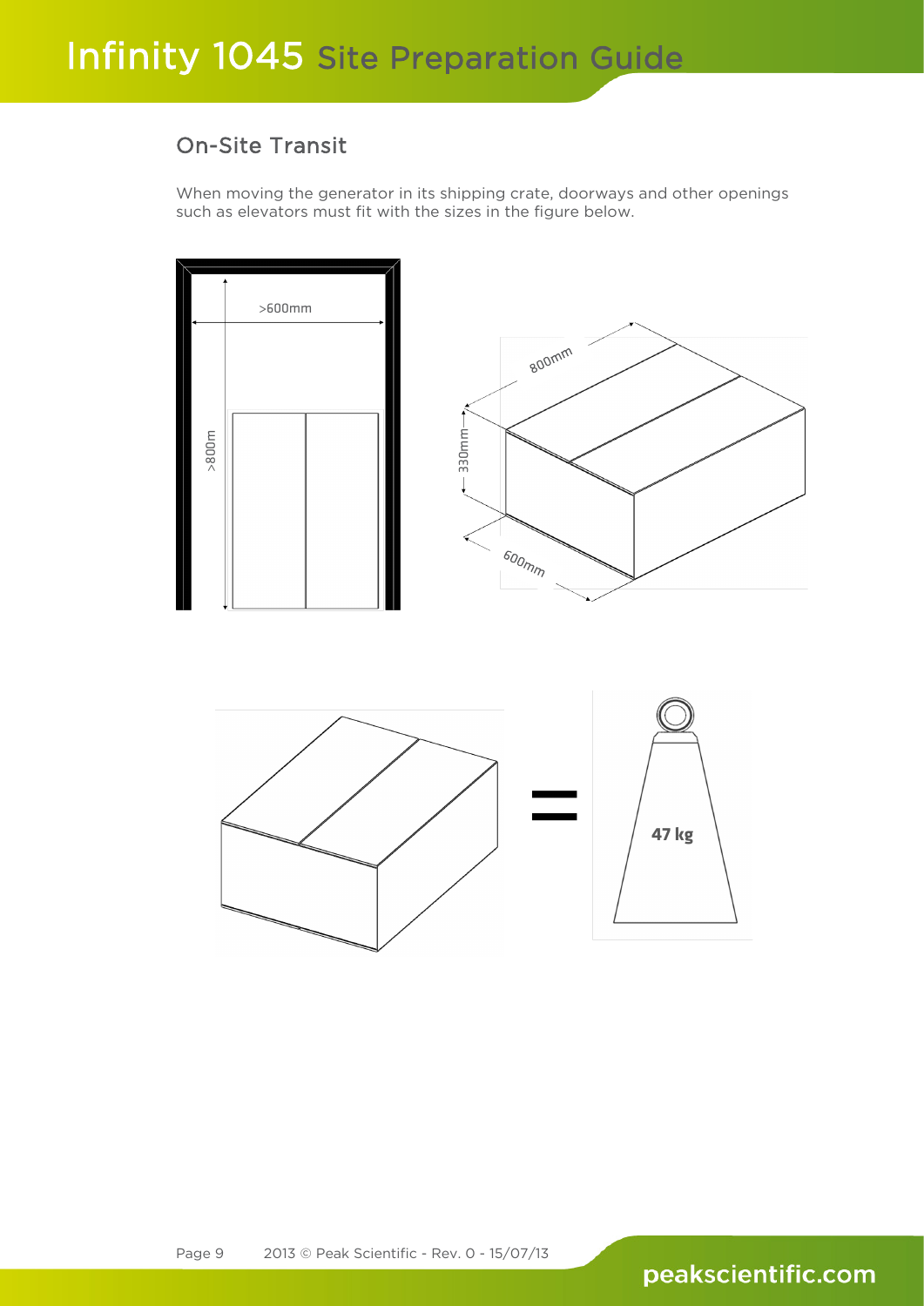## On-Site Transit

When moving the generator in its shipping crate, doorways and other openings such as elevators must fit with the sizes in the figure below.

>600mm

>800m

800mm

330mm

600mm

47 kg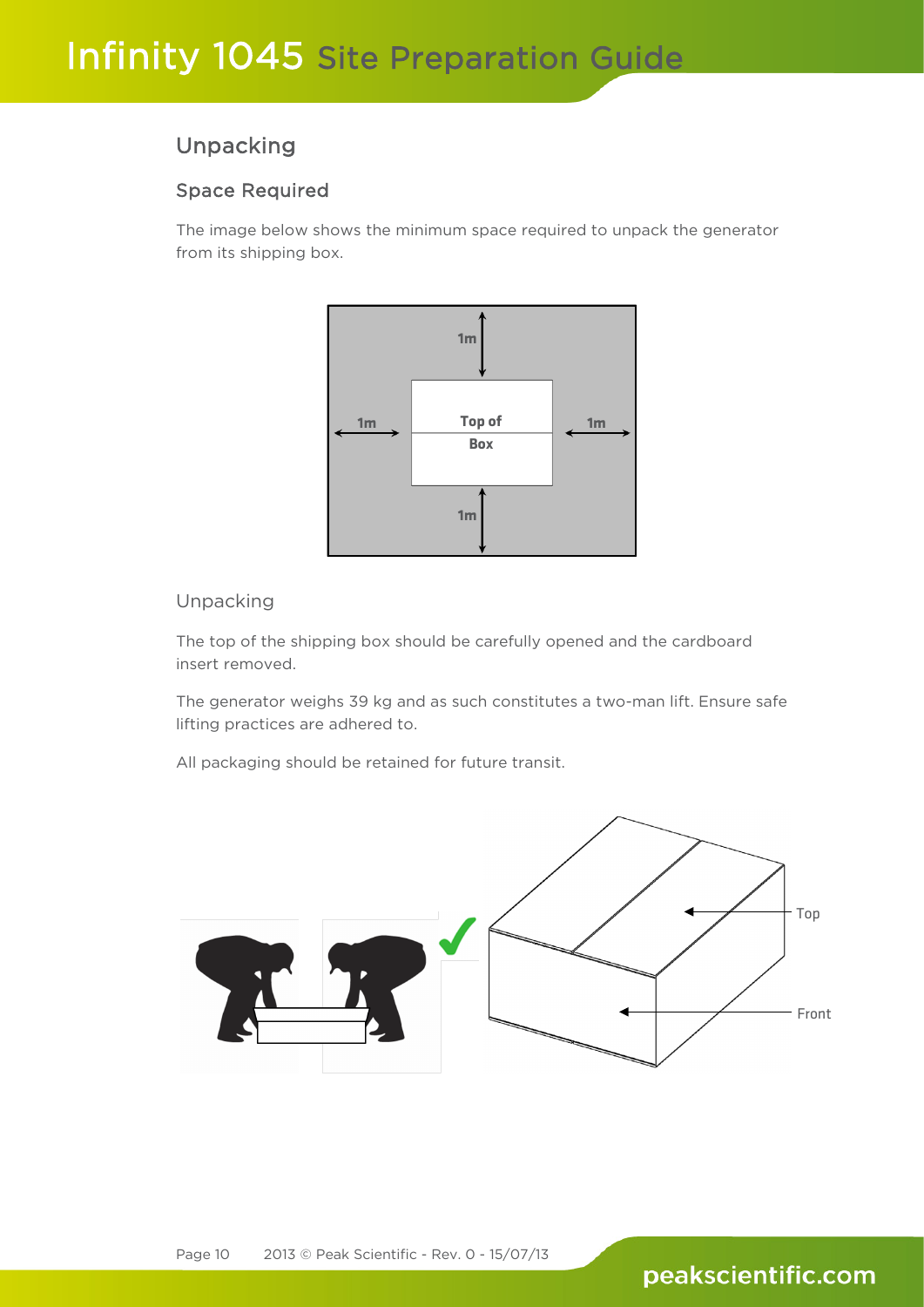## Unpacking

### Space Required

The image below shows the minimum space required to unpack the generator from its shipping box.

### Unpacking

The top of the shipping box should be carefully opened and the cardboard insert removed.

The generator weighs 39 kg and as such constitutes a two-man lift. Ensure safe lifting practices are adhered to.

All packaging should be retained for future transit.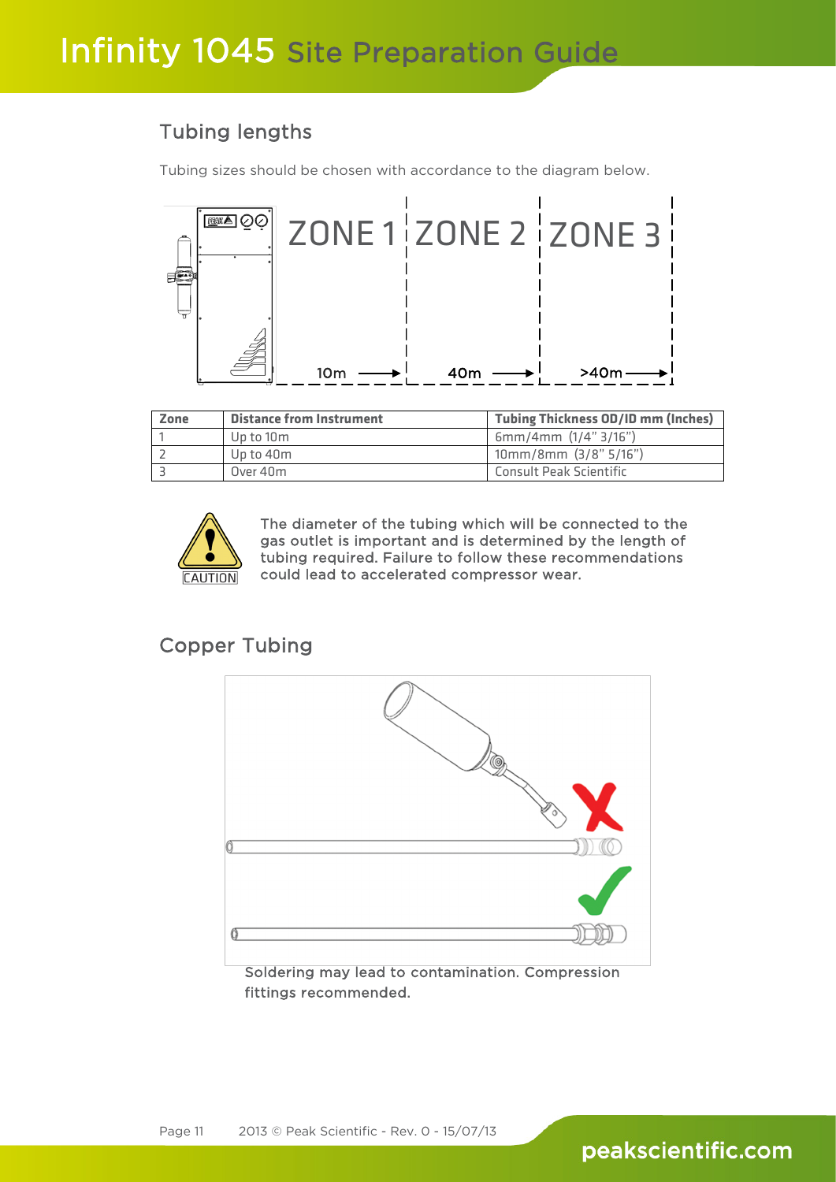## Tubing lengths

Tubing sizes should be chosen with accordance to the diagram below.

ZONE 1 | ZONE 2 | ZONE 3

10m → 40m → >40m →

| Zone | Distance from Instrument | Tubing Thickness OD/ID mm (Inches) |
|---|---|---|
| 1 | Up to 10m | 6mm/4mm (1/4" 3/16") |
| 2 | Up to 40m | 10mm/8mm (3/8" 5/16") |
| 3 | Over 40m | Consult Peak Scientific |

CAUTION

The diameter of the tubing which will be connected to the gas outlet is important and is determined by the length of tubing required. Failure to follow these recommendations could lead to accelerated compressor wear.

## Copper Tubing

Soldering may lead to contamination. Compression fittings recommended.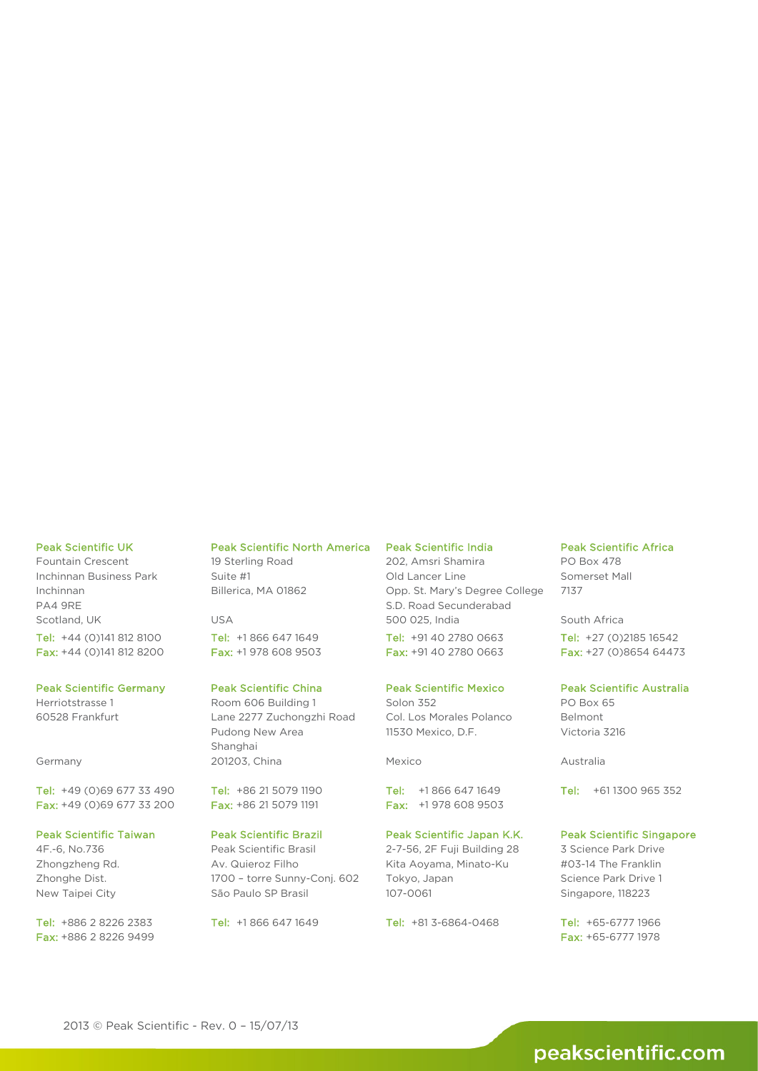**Peak Scientific UK**
Fountain Crescent
Inchinnan Business Park
Inchinnan
PA4 9RE
Scotland, UK
Tel: +44 (0)141 812 8100
Fax: +44 (0)141 812 8200

**Peak Scientific North America**
19 Sterling Road
Suite #1
Billerica, MA 01862

USA
Tel: +1 866 647 1649
Fax: +1 978 608 9503

**Peak Scientific India**
202, Amsri Shamira
Old Lancer Line
Opp. St. Mary's Degree College
S.D. Road Secunderabad
500 025, India
Tel: +91 40 2780 0663
Fax: +91 40 2780 0663

**Peak Scientific Africa**
PO Box 478
Somerset Mall
7137

South Africa
Tel: +27 (0)2185 16542
Fax: +27 (0)8654 64473

**Peak Scientific Germany**
Herriotstrasse 1
60528 Frankfurt

Germany

Tel: +49 (0)69 677 33 490
Fax: +49 (0)69 677 33 200

**Peak Scientific China**
Room 606 Building 1
Lane 2277 Zuchongzhi Road
Pudong New Area
Shanghai
201203, China

Tel: +86 21 5079 1190
Fax: +86 21 5079 1191

**Peak Scientific Mexico**
Solon 352
Col. Los Morales Polanco
11530 Mexico, D.F.

Mexico

Tel: +1 866 647 1649
Fax: +1 978 608 9503

**Peak Scientific Australia**
PO Box 65
Belmont
Victoria 3216

Australia

Tel: +61 1300 965 352

**Peak Scientific Taiwan**
4F.-6, No.736
Zhongzheng Rd.
Zhonghe Dist.
New Taipei City

Tel: +886 2 8226 2383
Fax: +886 2 8226 9499

**Peak Scientific Brazil**
Peak Scientific Brasil
Av. Quieroz Filho
1700 – torre Sunny-Conj. 602
São Paulo SP Brasil

Tel: +1 866 647 1649

**Peak Scientific Japan K.K.**
2-7-56, 2F Fuji Building 28
Kita Aoyama, Minato-Ku
Tokyo, Japan
107-0061

Tel: +81 3-6864-0468

**Peak Scientific Singapore**
3 Science Park Drive
#03-14 The Franklin
Science Park Drive 1
Singapore, 118223

Tel: +65-6777 1966
Fax: +65-6777 1978

2013 © Peak Scientific - Rev. 0 – 15/07/13

peakscientific.com